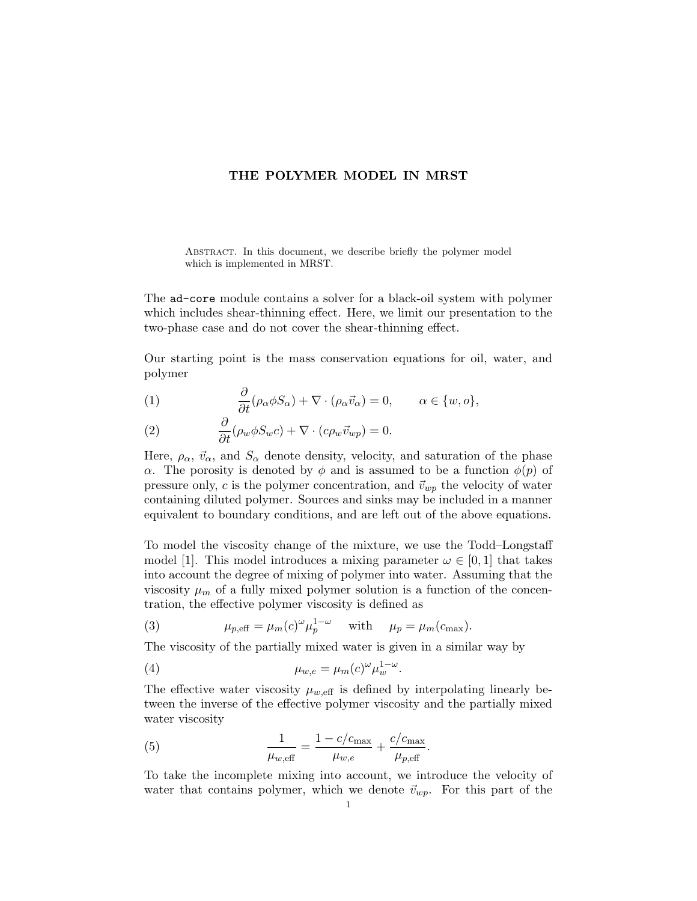# THE POLYMER MODEL IN MRST

Abstract. In this document, we describe briefly the polymer model which is implemented in MRST.

The `ad-core` module contains a solver for a black-oil system with polymer which includes shear-thinning effect. Here, we limit our presentation to the two-phase case and do not cover the shear-thinning effect.

Our starting point is the mass conservation equations for oil, water, and polymer

$$\frac{\partial}{\partial t}(\rho_\alpha \phi S_\alpha) + \nabla \cdot (\rho_\alpha \vec{v}_\alpha) = 0, \qquad \alpha \in \{w, o\}, \tag{1}$$

$$\frac{\partial}{\partial t}(\rho_w \phi S_w c) + \nabla \cdot (c \rho_w \vec{v}_{wp}) = 0. \tag{2}$$

Here, $\rho_\alpha$, $\vec{v}_\alpha$, and $S_\alpha$ denote density, velocity, and saturation of the phase $\alpha$. The porosity is denoted by $\phi$ and is assumed to be a function $\phi(p)$ of pressure only, $c$ is the polymer concentration, and $\vec{v}_{wp}$ the velocity of water containing diluted polymer. Sources and sinks may be included in a manner equivalent to boundary conditions, and are left out of the above equations.

To model the viscosity change of the mixture, we use the Todd–Longstaff model [1]. This model introduces a mixing parameter $\omega \in [0, 1]$ that takes into account the degree of mixing of polymer into water. Assuming that the viscosity $\mu_m$ of a fully mixed polymer solution is a function of the concentration, the effective polymer viscosity is defined as

$$\mu_{p,\text{eff}} = \mu_m(c)^\omega \mu_p^{1-\omega} \quad \text{with} \quad \mu_p = \mu_m(c_{\max}). \tag{3}$$

The viscosity of the partially mixed water is given in a similar way by

$$\mu_{w,e} = \mu_m(c)^\omega \mu_w^{1-\omega}. \tag{4}$$

The effective water viscosity $\mu_{w,\text{eff}}$ is defined by interpolating linearly between the inverse of the effective polymer viscosity and the partially mixed water viscosity

$$\frac{1}{\mu_{w,\text{eff}}} = \frac{1 - c/c_{\max}}{\mu_{w,e}} + \frac{c/c_{\max}}{\mu_{p,\text{eff}}}. \tag{5}$$

To take the incomplete mixing into account, we introduce the velocity of water that contains polymer, which we denote $\vec{v}_{wp}$. For this part of the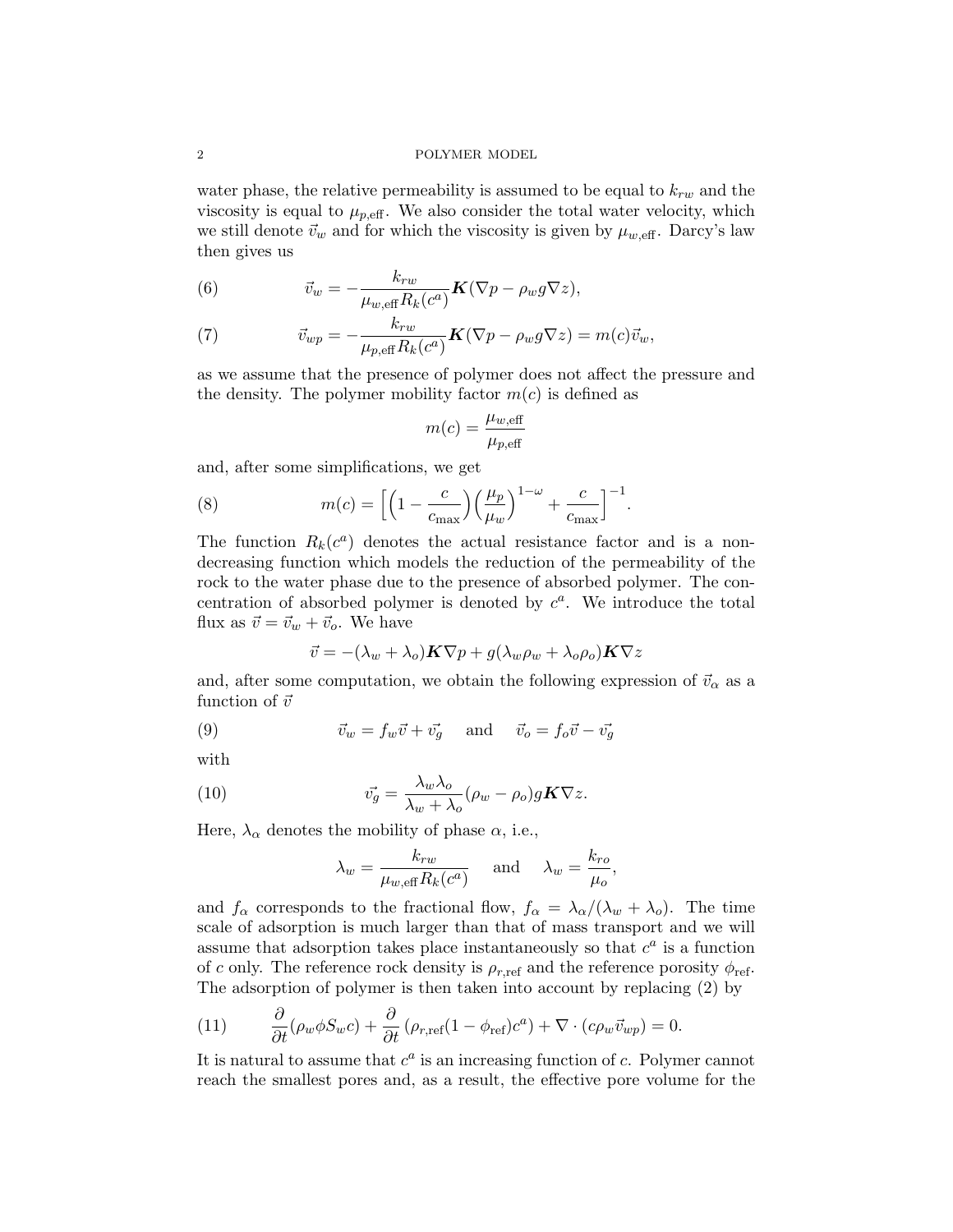water phase, the relative permeability is assumed to be equal to $k_{rw}$ and the viscosity is equal to $\mu_{p,\text{eff}}$. We also consider the total water velocity, which we still denote $\vec{v}_w$ and for which the viscosity is given by $\mu_{w,\text{eff}}$. Darcy's law then gives us

$$\vec{v}_w = -\frac{k_{rw}}{\mu_{w,\text{eff}} R_k(c^a)} \boldsymbol{K}(\nabla p - \rho_w g \nabla z), \tag{6}$$

$$\vec{v}_{wp} = -\frac{k_{rw}}{\mu_{p,\text{eff}} R_k(c^a)} \boldsymbol{K}(\nabla p - \rho_w g \nabla z) = m(c)\vec{v}_w, \tag{7}$$

as we assume that the presence of polymer does not affect the pressure and the density. The polymer mobility factor $m(c)$ is defined as

$$m(c) = \frac{\mu_{w,\text{eff}}}{\mu_{p,\text{eff}}}$$

and, after some simplifications, we get

$$m(c) = \left[ \left(1 - \frac{c}{c_{\max}}\right) \left(\frac{\mu_p}{\mu_w}\right)^{1-\omega} + \frac{c}{c_{\max}} \right]^{-1}. \tag{8}$$

The function $R_k(c^a)$ denotes the actual resistance factor and is a non-decreasing function which models the reduction of the permeability of the rock to the water phase due to the presence of absorbed polymer. The concentration of absorbed polymer is denoted by $c^a$. We introduce the total flux as $\vec{v} = \vec{v}_w + \vec{v}_o$. We have

$$\vec{v} = -(\lambda_w + \lambda_o)\boldsymbol{K}\nabla p + g(\lambda_w \rho_w + \lambda_o \rho_o)\boldsymbol{K}\nabla z$$

and, after some computation, we obtain the following expression of $\vec{v}_\alpha$ as a function of $\vec{v}$

$$\vec{v}_w = f_w \vec{v} + \vec{v_g} \quad \text{and} \quad \vec{v}_o = f_o \vec{v} - \vec{v_g} \tag{9}$$

with

$$\vec{v_g} = \frac{\lambda_w \lambda_o}{\lambda_w + \lambda_o}(\rho_w - \rho_o) g \boldsymbol{K} \nabla z. \tag{10}$$

Here, $\lambda_\alpha$ denotes the mobility of phase $\alpha$, i.e.,

$$\lambda_w = \frac{k_{rw}}{\mu_{w,\text{eff}} R_k(c^a)} \quad \text{and} \quad \lambda_w = \frac{k_{ro}}{\mu_o},$$

and $f_\alpha$ corresponds to the fractional flow, $f_\alpha = \lambda_\alpha / (\lambda_w + \lambda_o)$. The time scale of adsorption is much larger than that of mass transport and we will assume that adsorption takes place instantaneously so that $c^a$ is a function of $c$ only. The reference rock density is $\rho_{r,\text{ref}}$ and the reference porosity $\phi_{\text{ref}}$. The adsorption of polymer is then taken into account by replacing (2) by

$$\frac{\partial}{\partial t}(\rho_w \phi S_w c) + \frac{\partial}{\partial t}\left(\rho_{r,\text{ref}}(1 - \phi_{\text{ref}}) c^a\right) + \nabla \cdot (c \rho_w \vec{v}_{wp}) = 0. \tag{11}$$

It is natural to assume that $c^a$ is an increasing function of $c$. Polymer cannot reach the smallest pores and, as a result, the effective pore volume for the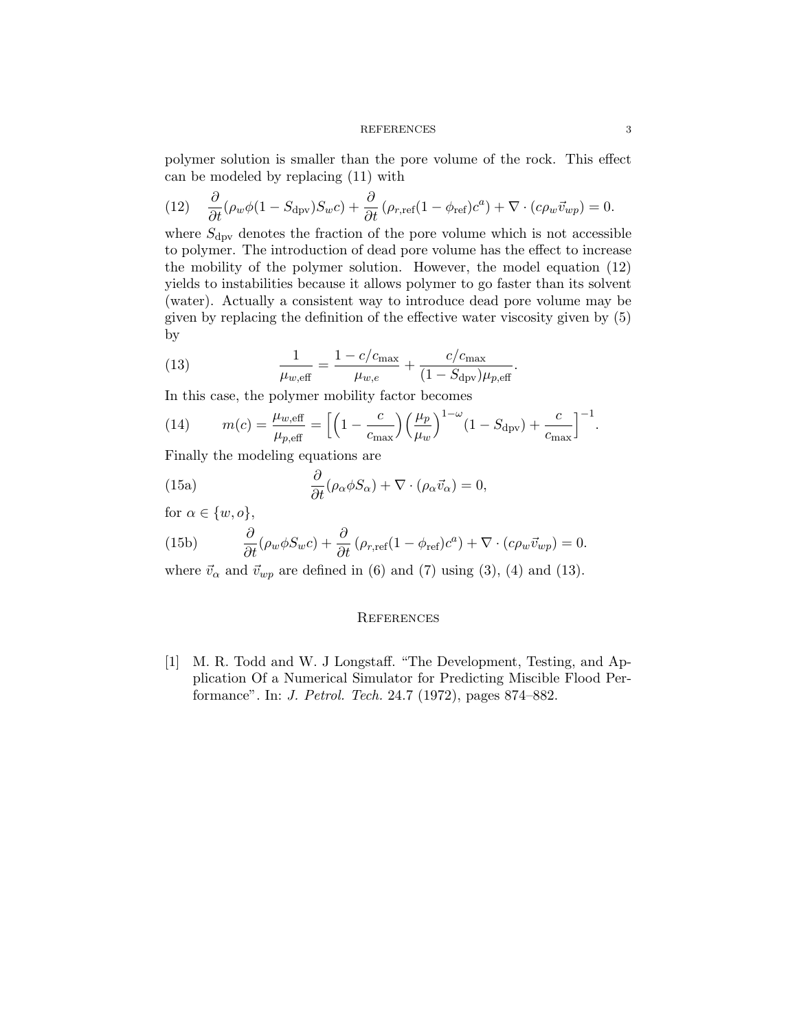polymer solution is smaller than the pore volume of the rock. This effect can be modeled by replacing (11) with

$$\frac{\partial}{\partial t}(\rho_w \phi (1 - S_{\text{dpv}}) S_w c) + \frac{\partial}{\partial t}\left(\rho_{r,\text{ref}}(1 - \phi_{\text{ref}}) c^a\right) + \nabla \cdot (c \rho_w \vec{v}_{wp}) = 0. \tag{12}$$

where $S_{\text{dpv}}$ denotes the fraction of the pore volume which is not accessible to polymer. The introduction of dead pore volume has the effect to increase the mobility of the polymer solution. However, the model equation (12) yields to instabilities because it allows polymer to go faster than its solvent (water). Actually a consistent way to introduce dead pore volume may be given by replacing the definition of the effective water viscosity given by (5) by

$$\frac{1}{\mu_{w,\text{eff}}} = \frac{1 - c/c_{\max}}{\mu_{w,e}} + \frac{c/c_{\max}}{(1 - S_{\text{dpv}})\mu_{p,\text{eff}}}. \tag{13}$$

In this case, the polymer mobility factor becomes

$$m(c) = \frac{\mu_{w,\text{eff}}}{\mu_{p,\text{eff}}} = \left[\left(1 - \frac{c}{c_{\max}}\right)\left(\frac{\mu_p}{\mu_w}\right)^{1-\omega}(1 - S_{\text{dpv}}) + \frac{c}{c_{\max}}\right]^{-1}. \tag{14}$$

Finally the modeling equations are

$$\frac{\partial}{\partial t}(\rho_\alpha \phi S_\alpha) + \nabla \cdot (\rho_\alpha \vec{v}_\alpha) = 0, \tag{15a}$$

for $\alpha \in \{w, o\}$,

$$\frac{\partial}{\partial t}(\rho_w \phi S_w c) + \frac{\partial}{\partial t}\left(\rho_{r,\text{ref}}(1 - \phi_{\text{ref}}) c^a\right) + \nabla \cdot (c \rho_w \vec{v}_{wp}) = 0. \tag{15b}$$

where $\vec{v}_\alpha$ and $\vec{v}_{wp}$ are defined in (6) and (7) using (3), (4) and (13).

## References

[1] M. R. Todd and W. J Longstaff. "The Development, Testing, and Application Of a Numerical Simulator for Predicting Miscible Flood Performance". In: *J. Petrol. Tech.* 24.7 (1972), pages 874–882.